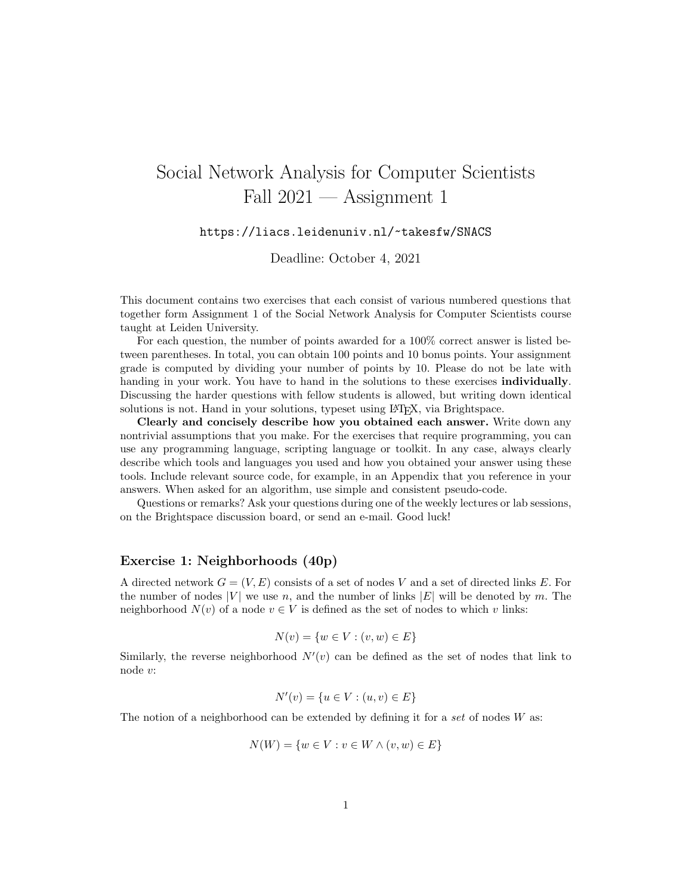# Social Network Analysis for Computer Scientists
# Fall 2021 — Assignment 1

https://liacs.leidenuniv.nl/~takesfw/SNACS

Deadline: October 4, 2021

This document contains two exercises that each consist of various numbered questions that together form Assignment 1 of the Social Network Analysis for Computer Scientists course taught at Leiden University.

For each question, the number of points awarded for a 100% correct answer is listed between parentheses. In total, you can obtain 100 points and 10 bonus points. Your assignment grade is computed by dividing your number of points by 10. Please do not be late with handing in your work. You have to hand in the solutions to these exercises **individually**. Discussing the harder questions with fellow students is allowed, but writing down identical solutions is not. Hand in your solutions, typeset using LaTeX, via Brightspace.

**Clearly and concisely describe how you obtained each answer.** Write down any nontrivial assumptions that you make. For the exercises that require programming, you can use any programming language, scripting language or toolkit. In any case, always clearly describe which tools and languages you used and how you obtained your answer using these tools. Include relevant source code, for example, in an Appendix that you reference in your answers. When asked for an algorithm, use simple and consistent pseudo-code.

Questions or remarks? Ask your questions during one of the weekly lectures or lab sessions, on the Brightspace discussion board, or send an e-mail. Good luck!

### Exercise 1: Neighborhoods (40p)

A directed network $G = (V, E)$ consists of a set of nodes $V$ and a set of directed links $E$. For the number of nodes $|V|$ we use $n$, and the number of links $|E|$ will be denoted by $m$. The neighborhood $N(v)$ of a node $v \in V$ is defined as the set of nodes to which $v$ links:

$$N(v) = \{w \in V : (v, w) \in E\}$$

Similarly, the reverse neighborhood $N'(v)$ can be defined as the set of nodes that link to node $v$:

$$N'(v) = \{u \in V : (u, v) \in E\}$$

The notion of a neighborhood can be extended by defining it for a *set* of nodes $W$ as:

$$N(W) = \{w \in V : v \in W \wedge (v, w) \in E\}$$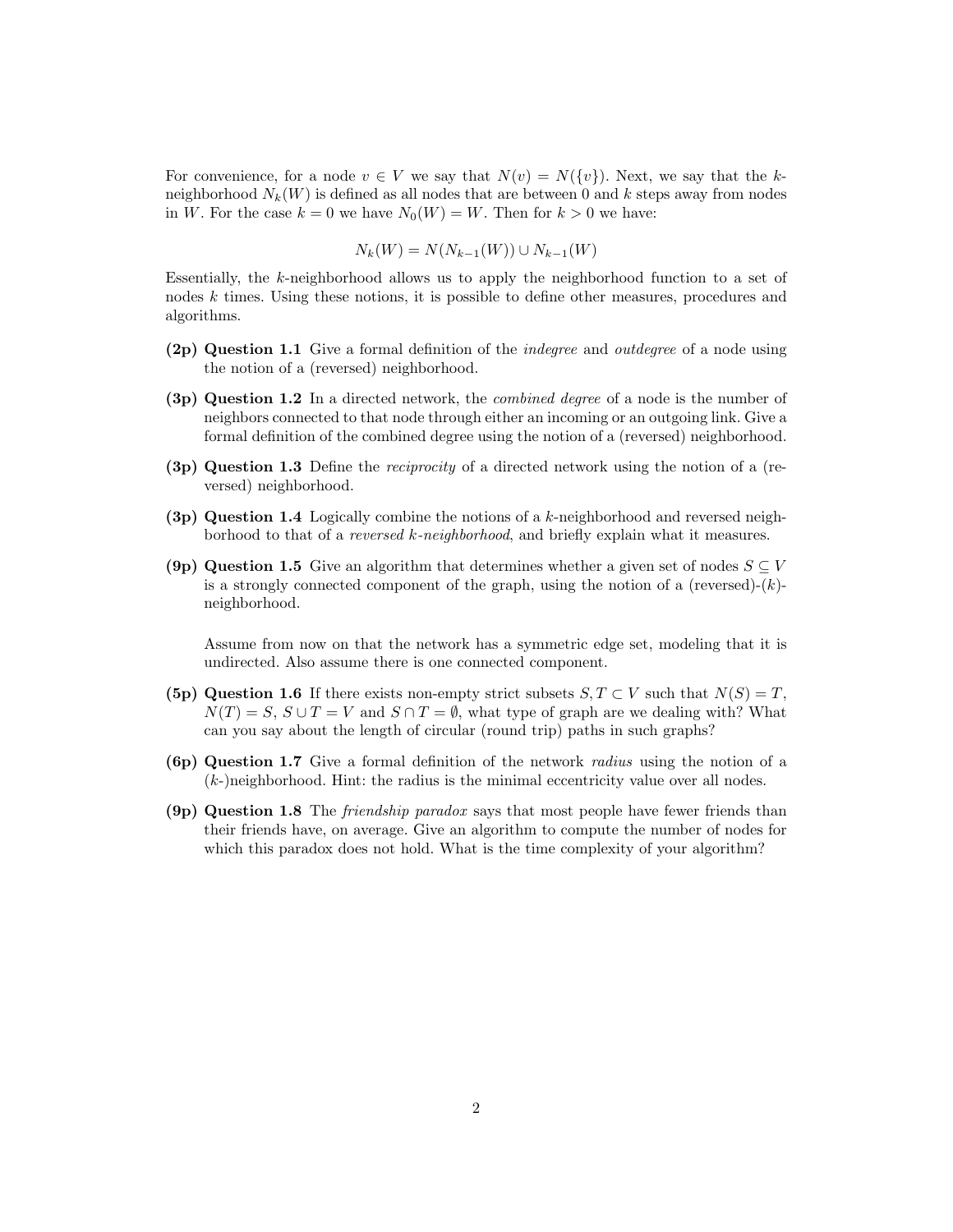For convenience, for a node $v \in V$ we say that $N(v) = N(\{v\})$. Next, we say that the $k$-neighborhood $N_k(W)$ is defined as all nodes that are between 0 and $k$ steps away from nodes in $W$. For the case $k = 0$ we have $N_0(W) = W$. Then for $k > 0$ we have:

$$N_k(W) = N(N_{k-1}(W)) \cup N_{k-1}(W)$$

Essentially, the $k$-neighborhood allows us to apply the neighborhood function to a set of nodes $k$ times. Using these notions, it is possible to define other measures, procedures and algorithms.

- **(2p) Question 1.1** Give a formal definition of the *indegree* and *outdegree* of a node using the notion of a (reversed) neighborhood.

- **(3p) Question 1.2** In a directed network, the *combined degree* of a node is the number of neighbors connected to that node through either an incoming or an outgoing link. Give a formal definition of the combined degree using the notion of a (reversed) neighborhood.

- **(3p) Question 1.3** Define the *reciprocity* of a directed network using the notion of a (reversed) neighborhood.

- **(3p) Question 1.4** Logically combine the notions of a $k$-neighborhood and reversed neighborhood to that of a *reversed $k$-neighborhood*, and briefly explain what it measures.

- **(9p) Question 1.5** Give an algorithm that determines whether a given set of nodes $S \subseteq V$ is a strongly connected component of the graph, using the notion of a (reversed)-($k$)-neighborhood.

  Assume from now on that the network has a symmetric edge set, modeling that it is undirected. Also assume there is one connected component.

- **(5p) Question 1.6** If there exists non-empty strict subsets $S, T \subset V$ such that $N(S) = T$, $N(T) = S$, $S \cup T = V$ and $S \cap T = \emptyset$, what type of graph are we dealing with? What can you say about the length of circular (round trip) paths in such graphs?

- **(6p) Question 1.7** Give a formal definition of the network *radius* using the notion of a ($k$-)neighborhood. Hint: the radius is the minimal eccentricity value over all nodes.

- **(9p) Question 1.8** The *friendship paradox* says that most people have fewer friends than their friends have, on average. Give an algorithm to compute the number of nodes for which this paradox does not hold. What is the time complexity of your algorithm?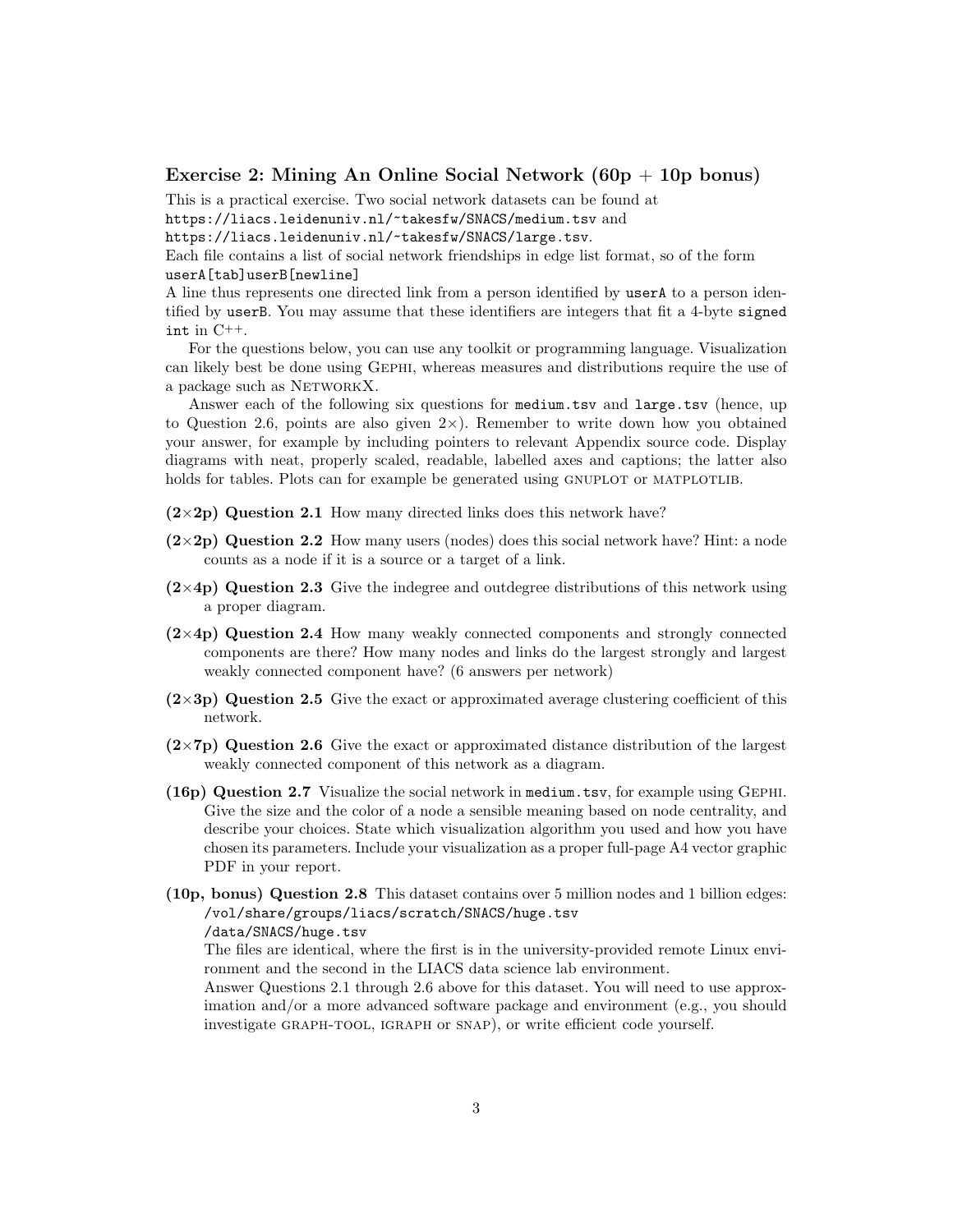## Exercise 2: Mining An Online Social Network (60p + 10p bonus)

This is a practical exercise. Two social network datasets can be found at
`https://liacs.leidenuniv.nl/~takesfw/SNACS/medium.tsv` and
`https://liacs.leidenuniv.nl/~takesfw/SNACS/large.tsv`.

Each file contains a list of social network friendships in edge list format, so of the form
`userA[tab]userB[newline]`

A line thus represents one directed link from a person identified by `userA` to a person identified by `userB`. You may assume that these identifiers are integers that fit a 4-byte `signed int` in C++.

For the questions below, you can use any toolkit or programming language. Visualization can likely best be done using Gephi, whereas measures and distributions require the use of a package such as NetworkX.

Answer each of the following six questions for `medium.tsv` and `large.tsv` (hence, up to Question 2.6, points are also given 2×). Remember to write down how you obtained your answer, for example by including pointers to relevant Appendix source code. Display diagrams with neat, properly scaled, readable, labelled axes and captions; the latter also holds for tables. Plots can for example be generated using gnuplot or matplotlib.

- **(2×2p) Question 2.1** How many directed links does this network have?
- **(2×2p) Question 2.2** How many users (nodes) does this social network have? Hint: a node counts as a node if it is a source or a target of a link.
- **(2×4p) Question 2.3** Give the indegree and outdegree distributions of this network using a proper diagram.
- **(2×4p) Question 2.4** How many weakly connected components and strongly connected components are there? How many nodes and links do the largest strongly and largest weakly connected component have? (6 answers per network)
- **(2×3p) Question 2.5** Give the exact or approximated average clustering coefficient of this network.
- **(2×7p) Question 2.6** Give the exact or approximated distance distribution of the largest weakly connected component of this network as a diagram.
- **(16p) Question 2.7** Visualize the social network in `medium.tsv`, for example using Gephi. Give the size and the color of a node a sensible meaning based on node centrality, and describe your choices. State which visualization algorithm you used and how you have chosen its parameters. Include your visualization as a proper full-page A4 vector graphic PDF in your report.
- **(10p, bonus) Question 2.8** This dataset contains over 5 million nodes and 1 billion edges:
  `/vol/share/groups/liacs/scratch/SNACS/huge.tsv`
  `/data/SNACS/huge.tsv`
  The files are identical, where the first is in the university-provided remote Linux environment and the second in the LIACS data science lab environment.
  Answer Questions 2.1 through 2.6 above for this dataset. You will need to use approximation and/or a more advanced software package and environment (e.g., you should investigate graph-tool, igraph or snap), or write efficient code yourself.